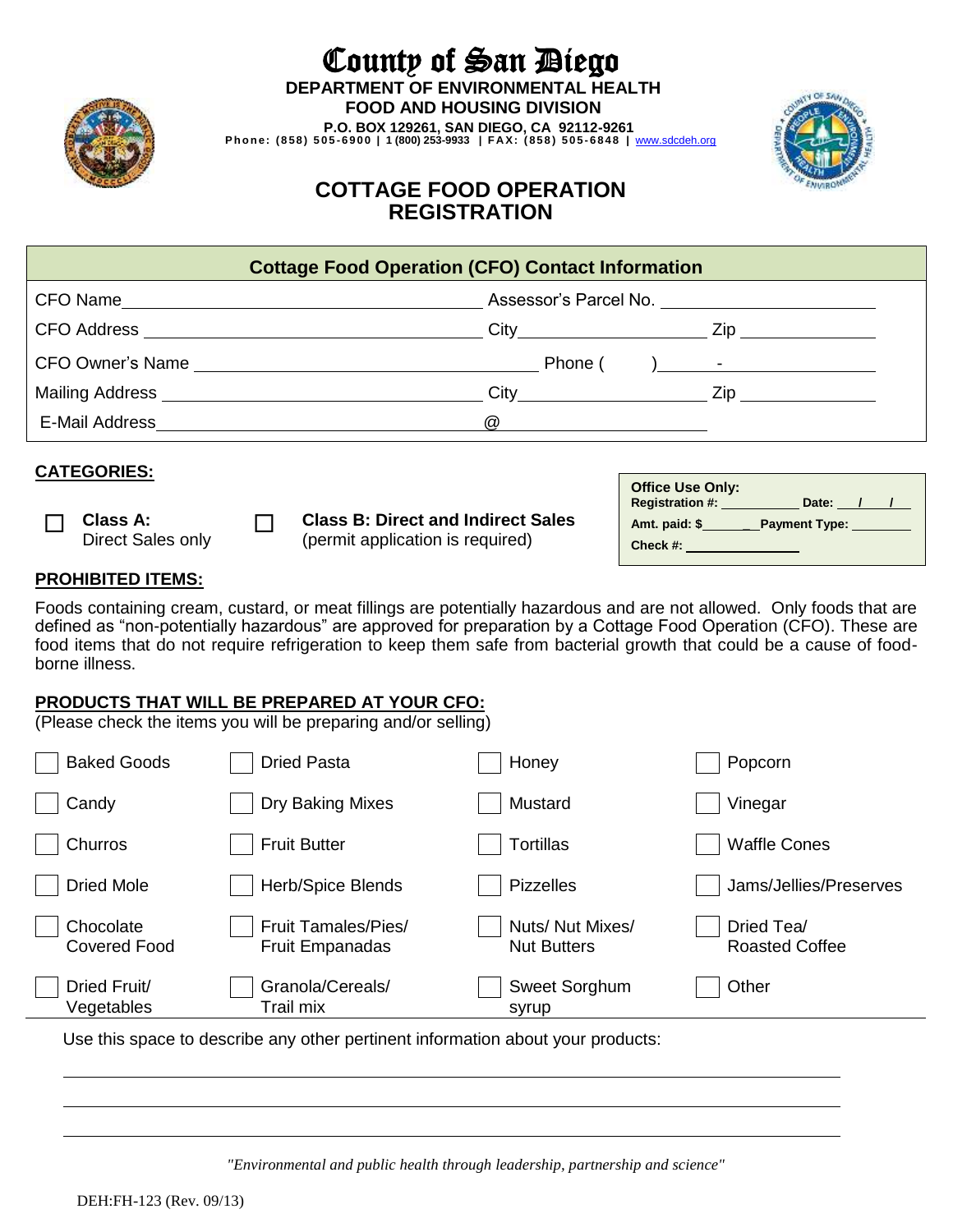# County of San Diego

**DEPARTMENT OF ENVIRONMENTAL HEALTH**
**FOOD AND HOUSING DIVISION**
**P.O. BOX 129261, SAN DIEGO, CA 92112-9261**
**Phone: (858) 505-6900 | 1 (800) 253-9933 | FAX: (858) 505-6848 |** www.sdcdeh.org

## COTTAGE FOOD OPERATION REGISTRATION

| Cottage Food Operation (CFO) Contact Information | | |
|---|---|---|
| CFO Name ____________________ | Assessor's Parcel No. ____________ | |
| CFO Address ____________________ | City ____________ | Zip ________ |
| CFO Owner's Name ____________________ | Phone ( ) ____ - ________ | |
| Mailing Address ____________________ | City ____________ | Zip ________ |
| E-Mail Address ____________________ | @ ____________ | |

**CATEGORIES:**

☐ **Class A:** Direct Sales only

☐ **Class B: Direct and Indirect Sales** (permit application is required)

**Office Use Only:**
**Registration #:** ________ **Date:** ___/___/___
**Amt. paid: $** ________ **Payment Type:** ________
**Check #:** ________

**PROHIBITED ITEMS:**

Foods containing cream, custard, or meat fillings are potentially hazardous and are not allowed. Only foods that are defined as "non-potentially hazardous" are approved for preparation by a Cottage Food Operation (CFO). These are food items that do not require refrigeration to keep them safe from bacterial growth that could be a cause of food-borne illness.

**PRODUCTS THAT WILL BE PREPARED AT YOUR CFO:**
(Please check the items you will be preparing and/or selling)

| | | | |
|---|---|---|---|
| ☐ Baked Goods | ☐ Dried Pasta | ☐ Honey | ☐ Popcorn |
| ☐ Candy | ☐ Dry Baking Mixes | ☐ Mustard | ☐ Vinegar |
| ☐ Churros | ☐ Fruit Butter | ☐ Tortillas | ☐ Waffle Cones |
| ☐ Dried Mole | ☐ Herb/Spice Blends | ☐ Pizzelles | ☐ Jams/Jellies/Preserves |
| ☐ Chocolate Covered Food | ☐ Fruit Tamales/Pies/ Fruit Empanadas | ☐ Nuts/ Nut Mixes/ Nut Butters | ☐ Dried Tea/ Roasted Coffee |
| ☐ Dried Fruit/ Vegetables | ☐ Granola/Cereals/ Trail mix | ☐ Sweet Sorghum syrup | ☐ Other |

Use this space to describe any other pertinent information about your products:

______________________________________________________________

______________________________________________________________

______________________________________________________________

*"Environmental and public health through leadership, partnership and science"*

DEH:FH-123 (Rev. 09/13)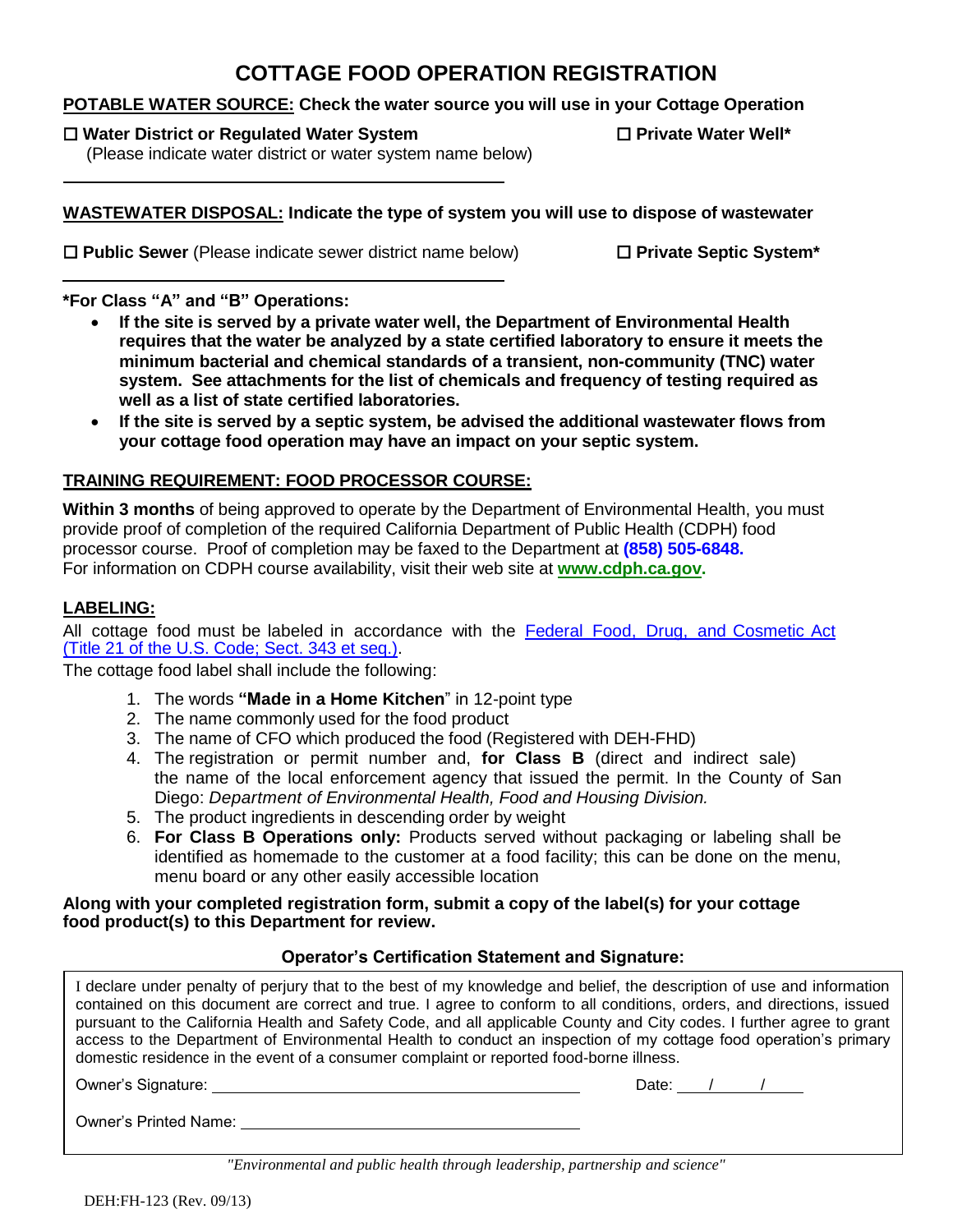# COTTAGE FOOD OPERATION REGISTRATION

**POTABLE WATER SOURCE: Check the water source you will use in your Cottage Operation**

☐ **Water District or Regulated Water System** (Please indicate water district or water system name below)

☐ **Private Water Well***

\_\_\_\_\_\_\_\_\_\_\_\_\_\_\_\_\_\_\_\_\_\_\_\_\_\_\_\_\_\_\_\_\_\_\_\_\_\_\_\_

**WASTEWATER DISPOSAL: Indicate the type of system you will use to dispose of wastewater**

☐ **Public Sewer** (Please indicate sewer district name below)

☐ **Private Septic System***

\_\_\_\_\_\_\_\_\_\_\_\_\_\_\_\_\_\_\_\_\_\_\_\_\_\_\_\_\_\_\_\_\_\_\_\_\_\_\_\_

**\*For Class "A" and "B" Operations:**

- **If the site is served by a private water well, the Department of Environmental Health requires that the water be analyzed by a state certified laboratory to ensure it meets the minimum bacterial and chemical standards of a transient, non-community (TNC) water system. See attachments for the list of chemicals and frequency of testing required as well as a list of state certified laboratories.**
- **If the site is served by a septic system, be advised the additional wastewater flows from your cottage food operation may have an impact on your septic system.**

**TRAINING REQUIREMENT: FOOD PROCESSOR COURSE:**

**Within 3 months** of being approved to operate by the Department of Environmental Health, you must provide proof of completion of the required California Department of Public Health (CDPH) food processor course. Proof of completion may be faxed to the Department at **(858) 505-6848.** For information on CDPH course availability, visit their web site at **www.cdph.ca.gov.**

**LABELING:**

All cottage food must be labeled in accordance with the Federal Food, Drug, and Cosmetic Act (Title 21 of the U.S. Code; Sect. 343 et seq.).

The cottage food label shall include the following:

1. The words **"Made in a Home Kitchen**" in 12-point type
2. The name commonly used for the food product
3. The name of CFO which produced the food (Registered with DEH-FHD)
4. The registration or permit number and, **for Class B** (direct and indirect sale) the name of the local enforcement agency that issued the permit. In the County of San Diego: *Department of Environmental Health, Food and Housing Division.*
5. The product ingredients in descending order by weight
6. **For Class B Operations only:** Products served without packaging or labeling shall be identified as homemade to the customer at a food facility; this can be done on the menu, menu board or any other easily accessible location

**Along with your completed registration form, submit a copy of the label(s) for your cottage food product(s) to this Department for review.**

**Operator's Certification Statement and Signature:**

I declare under penalty of perjury that to the best of my knowledge and belief, the description of use and information contained on this document are correct and true. I agree to conform to all conditions, orders, and directions, issued pursuant to the California Health and Safety Code, and all applicable County and City codes. I further agree to grant access to the Department of Environmental Health to conduct an inspection of my cottage food operation's primary domestic residence in the event of a consumer complaint or reported food-borne illness.

Owner's Signature: \_\_\_\_\_\_\_\_\_\_\_\_\_\_\_\_\_\_\_\_\_\_\_\_\_\_\_\_\_\_ Date: \_\_\_\_/\_\_\_\_/\_\_\_\_

Owner's Printed Name: \_\_\_\_\_\_\_\_\_\_\_\_\_\_\_\_\_\_\_\_\_\_\_\_\_\_\_\_\_\_

*"Environmental and public health through leadership, partnership and science"*

DEH:FH-123 (Rev. 09/13)